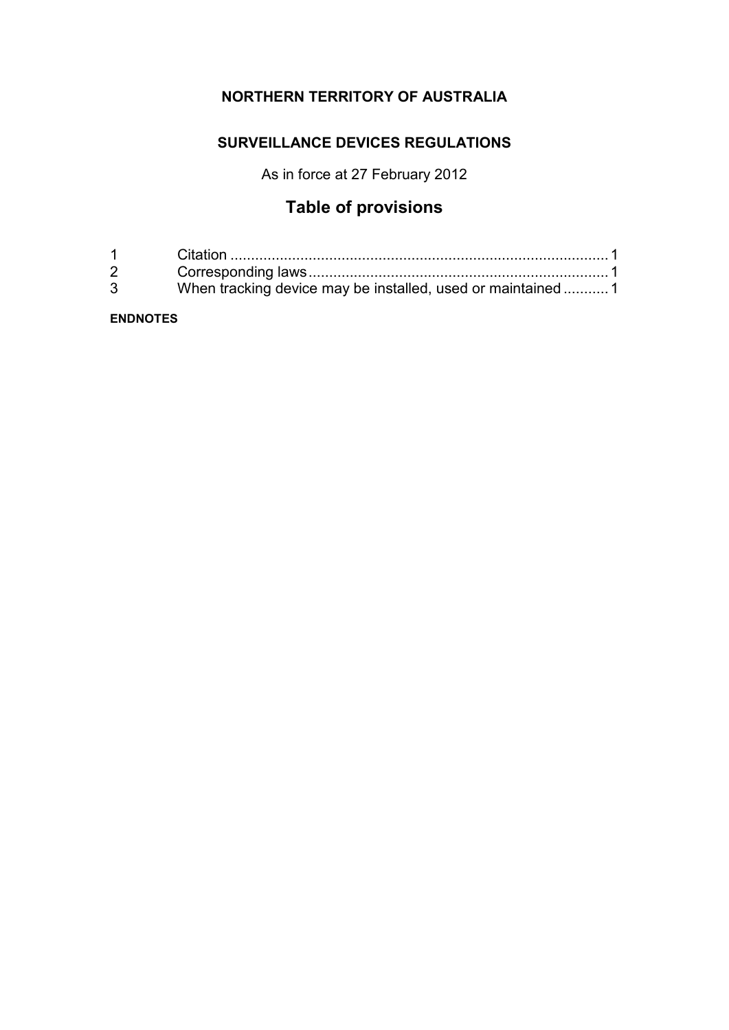**NORTHERN TERRITORY OF AUSTRALIA**

**SURVEILLANCE DEVICES REGULATIONS**

As in force at 27 February 2012

## Table of provisions

| | | |
|---|---|---|
| 1 | Citation | 1 |
| 2 | Corresponding laws | 1 |
| 3 | When tracking device may be installed, used or maintained | 1 |

**ENDNOTES**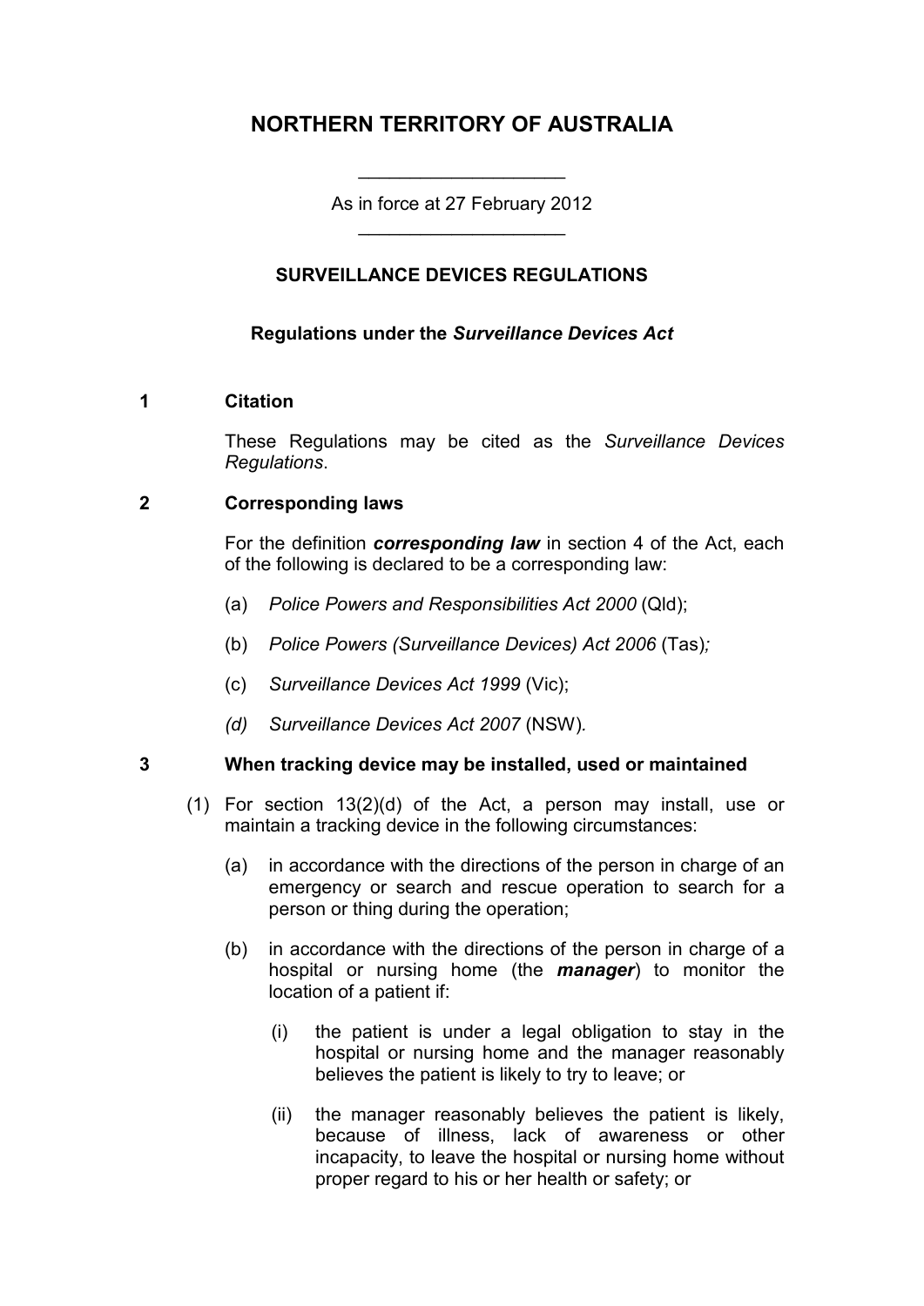# NORTHERN TERRITORY OF AUSTRALIA

As in force at 27 February 2012

## SURVEILLANCE DEVICES REGULATIONS

### Regulations under the *Surveillance Devices Act*

**1 Citation**

These Regulations may be cited as the *Surveillance Devices Regulations*.

**2 Corresponding laws**

For the definition ***corresponding law*** in section 4 of the Act, each of the following is declared to be a corresponding law:

(a) *Police Powers and Responsibilities Act 2000* (Qld);

(b) *Police Powers (Surveillance Devices) Act 2006* (Tas)*;*

(c) *Surveillance Devices Act 1999* (Vic);

*(d)* *Surveillance Devices Act 2007* (NSW).

**3 When tracking device may be installed, used or maintained**

(1) For section 13(2)(d) of the Act, a person may install, use or maintain a tracking device in the following circumstances:

(a) in accordance with the directions of the person in charge of an emergency or search and rescue operation to search for a person or thing during the operation;

(b) in accordance with the directions of the person in charge of a hospital or nursing home (the ***manager***) to monitor the location of a patient if:

(i) the patient is under a legal obligation to stay in the hospital or nursing home and the manager reasonably believes the patient is likely to try to leave; or

(ii) the manager reasonably believes the patient is likely, because of illness, lack of awareness or other incapacity, to leave the hospital or nursing home without proper regard to his or her health or safety; or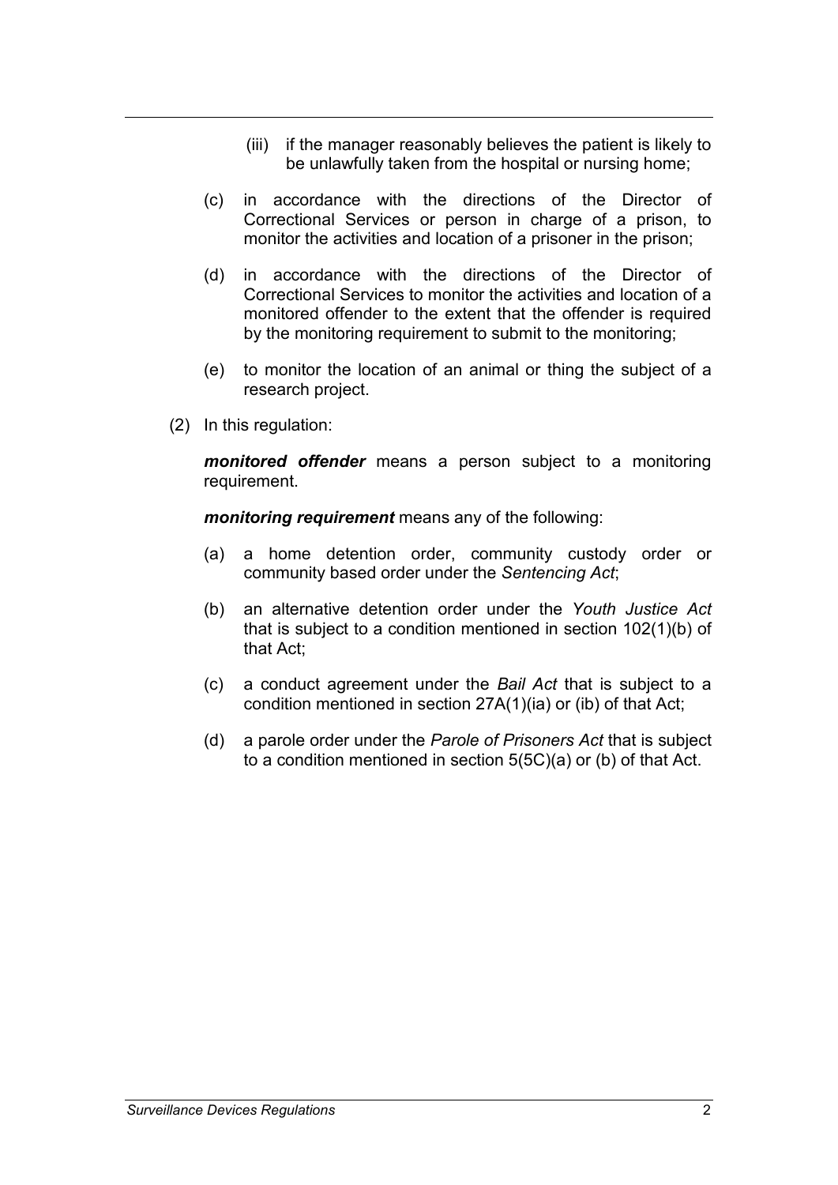(iii) if the manager reasonably believes the patient is likely to be unlawfully taken from the hospital or nursing home;

(c) in accordance with the directions of the Director of Correctional Services or person in charge of a prison, to monitor the activities and location of a prisoner in the prison;

(d) in accordance with the directions of the Director of Correctional Services to monitor the activities and location of a monitored offender to the extent that the offender is required by the monitoring requirement to submit to the monitoring;

(e) to monitor the location of an animal or thing the subject of a research project.

(2) In this regulation:

***monitored offender*** means a person subject to a monitoring requirement.

***monitoring requirement*** means any of the following:

(a) a home detention order, community custody order or community based order under the *Sentencing Act*;

(b) an alternative detention order under the *Youth Justice Act* that is subject to a condition mentioned in section 102(1)(b) of that Act;

(c) a conduct agreement under the *Bail Act* that is subject to a condition mentioned in section 27A(1)(ia) or (ib) of that Act;

(d) a parole order under the *Parole of Prisoners Act* that is subject to a condition mentioned in section 5(5C)(a) or (b) of that Act.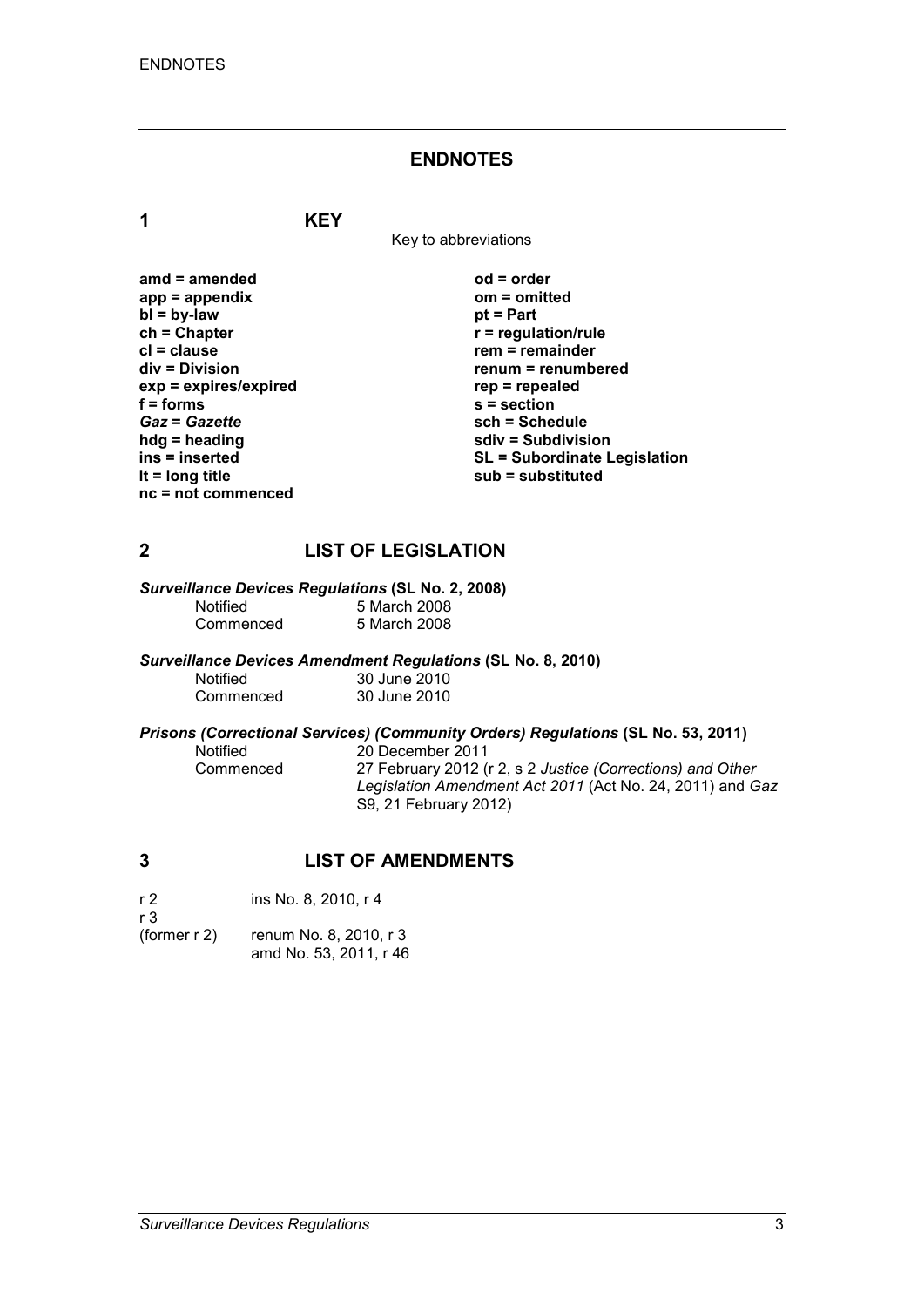## ENDNOTES

### 1 KEY

Key to abbreviations

| | |
|---|---|
| **amd = amended** | **od = order** |
| **app = appendix** | **om = omitted** |
| **bl = by-law** | **pt = Part** |
| **ch = Chapter** | **r = regulation/rule** |
| **cl = clause** | **rem = remainder** |
| **div = Division** | **renum = renumbered** |
| **exp = expires/expired** | **rep = repealed** |
| **f = forms** | **s = section** |
| ***Gaz* = *Gazette*** | **sch = Schedule** |
| **hdg = heading** | **sdiv = Subdivision** |
| **ins = inserted** | **SL = Subordinate Legislation** |
| **lt = long title** | **sub = substituted** |
| **nc = not commenced** | |

### 2 LIST OF LEGISLATION

***Surveillance Devices Regulations* (SL No. 2, 2008)**

| | |
|---|---|
| Notified | 5 March 2008 |
| Commenced | 5 March 2008 |

***Surveillance Devices Amendment Regulations* (SL No. 8, 2010)**

| | |
|---|---|
| Notified | 30 June 2010 |
| Commenced | 30 June 2010 |

***Prisons (Correctional Services) (Community Orders) Regulations* (SL No. 53, 2011)**

| | |
|---|---|
| Notified | 20 December 2011 |
| Commenced | 27 February 2012 (r 2, s 2 *Justice (Corrections) and Other Legislation Amendment Act 2011* (Act No. 24, 2011) and *Gaz* S9, 21 February 2012) |

### 3 LIST OF AMENDMENTS

| | |
|---|---|
| r 2 | ins No. 8, 2010, r 4 |
| r 3 (former r 2) | renum No. 8, 2010, r 3 |
| | amd No. 53, 2011, r 46 |